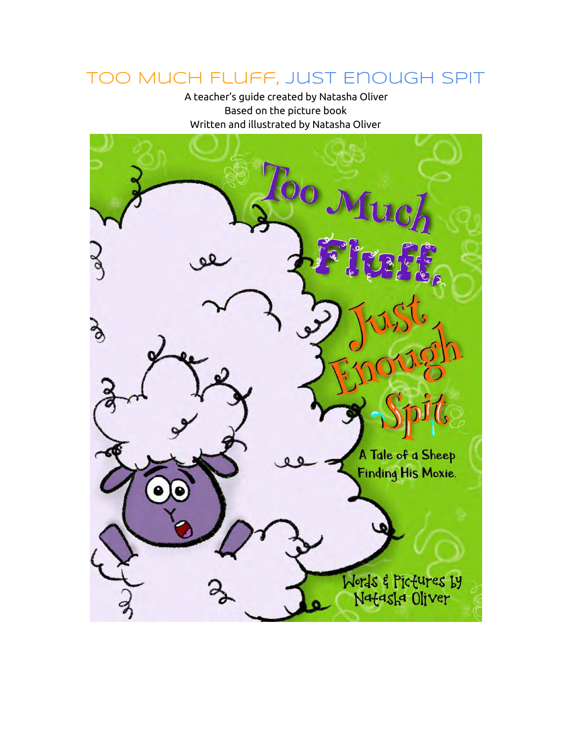# TOO MUCH FLUFF, JUST ENOUGH SPIT

A teacher's guide created by Natasha Oliver
Based on the picture book
Written and illustrated by Natasha Oliver

Too Much Fluff, Just Enough Spit

A Tale of a Sheep Finding His Moxie.

Words & Pictures by Natasha Oliver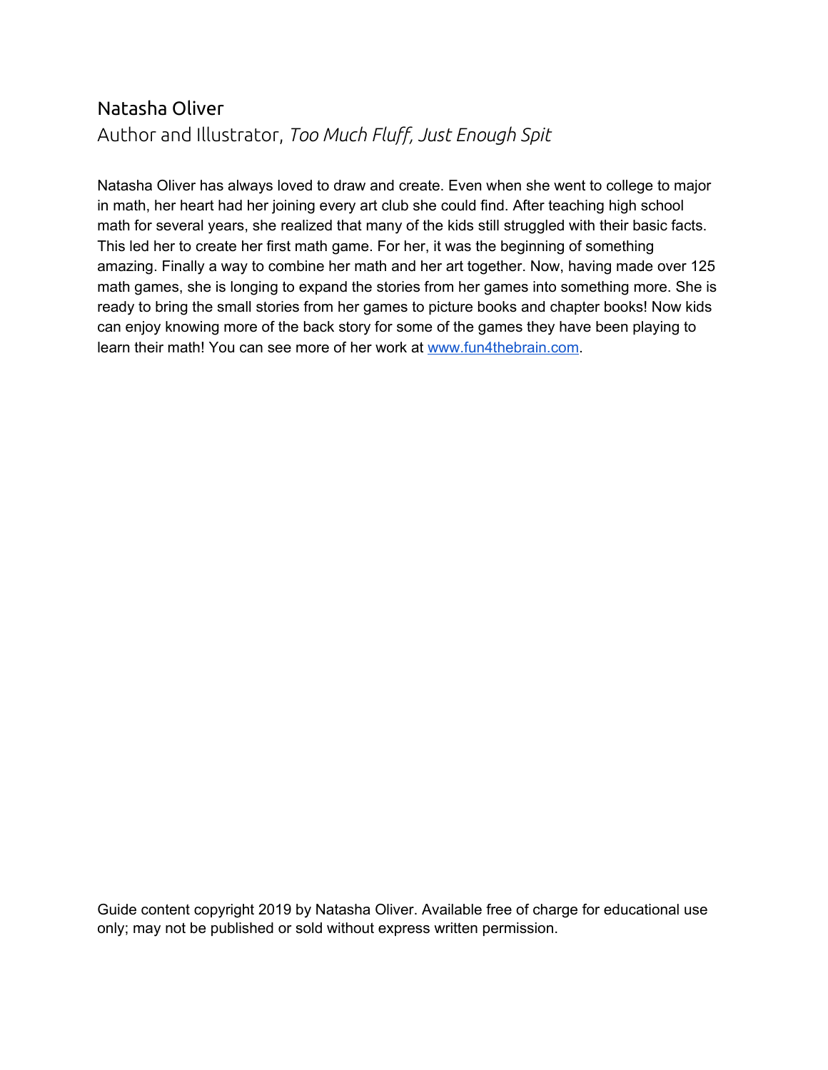## Natasha Oliver

Author and Illustrator, *Too Much Fluff, Just Enough Spit*

Natasha Oliver has always loved to draw and create. Even when she went to college to major in math, her heart had her joining every art club she could find. After teaching high school math for several years, she realized that many of the kids still struggled with their basic facts. This led her to create her first math game. For her, it was the beginning of something amazing. Finally a way to combine her math and her art together. Now, having made over 125 math games, she is longing to expand the stories from her games into something more. She is ready to bring the small stories from her games to picture books and chapter books! Now kids can enjoy knowing more of the back story for some of the games they have been playing to learn their math! You can see more of her work at [www.fun4thebrain.com](http://www.fun4thebrain.com).

Guide content copyright 2019 by Natasha Oliver. Available free of charge for educational use only; may not be published or sold without express written permission.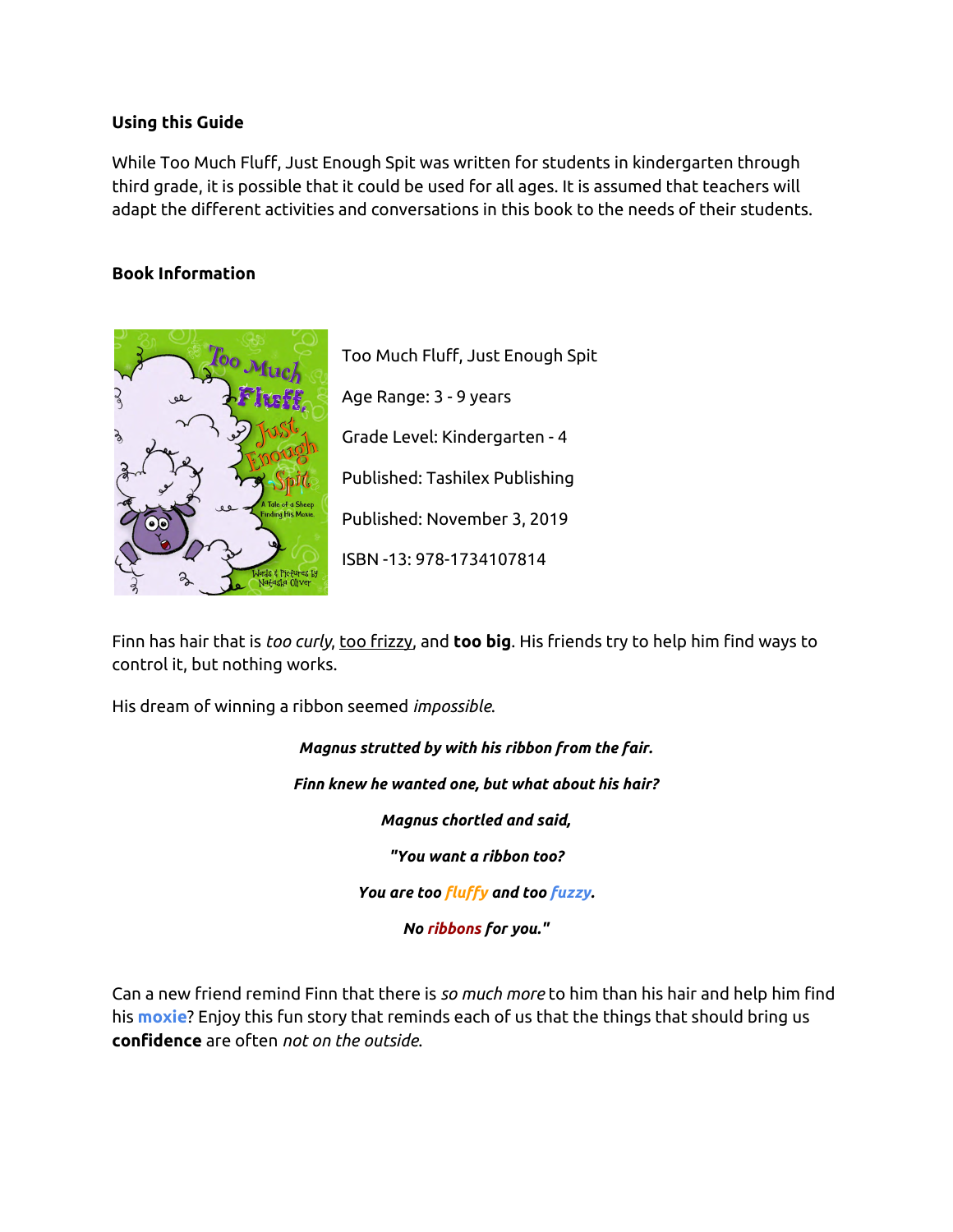### Using this Guide

While Too Much Fluff, Just Enough Spit was written for students in kindergarten through third grade, it is possible that it could be used for all ages. It is assumed that teachers will adapt the different activities and conversations in this book to the needs of their students.

### Book Information

Too Much Fluff, Just Enough Spit

Age Range: 3 - 9 years

Grade Level: Kindergarten - 4

Published: Tashilex Publishing

Published: November 3, 2019

ISBN -13: 978-1734107814

Finn has hair that is *too curly*, too frizzy, and **too big**. His friends try to help him find ways to control it, but nothing works.

His dream of winning a ribbon seemed *impossible*.

***Magnus strutted by with his ribbon from the fair.***

***Finn knew he wanted one, but what about his hair?***

***Magnus chortled and said,***

***"You want a ribbon too?***

***You are too fluffy and too fuzzy.***

***No ribbons for you."***

Can a new friend remind Finn that there is *so much more* to him than his hair and help him find his **moxie**? Enjoy this fun story that reminds each of us that the things that should bring us **confidence** are often *not on the outside*.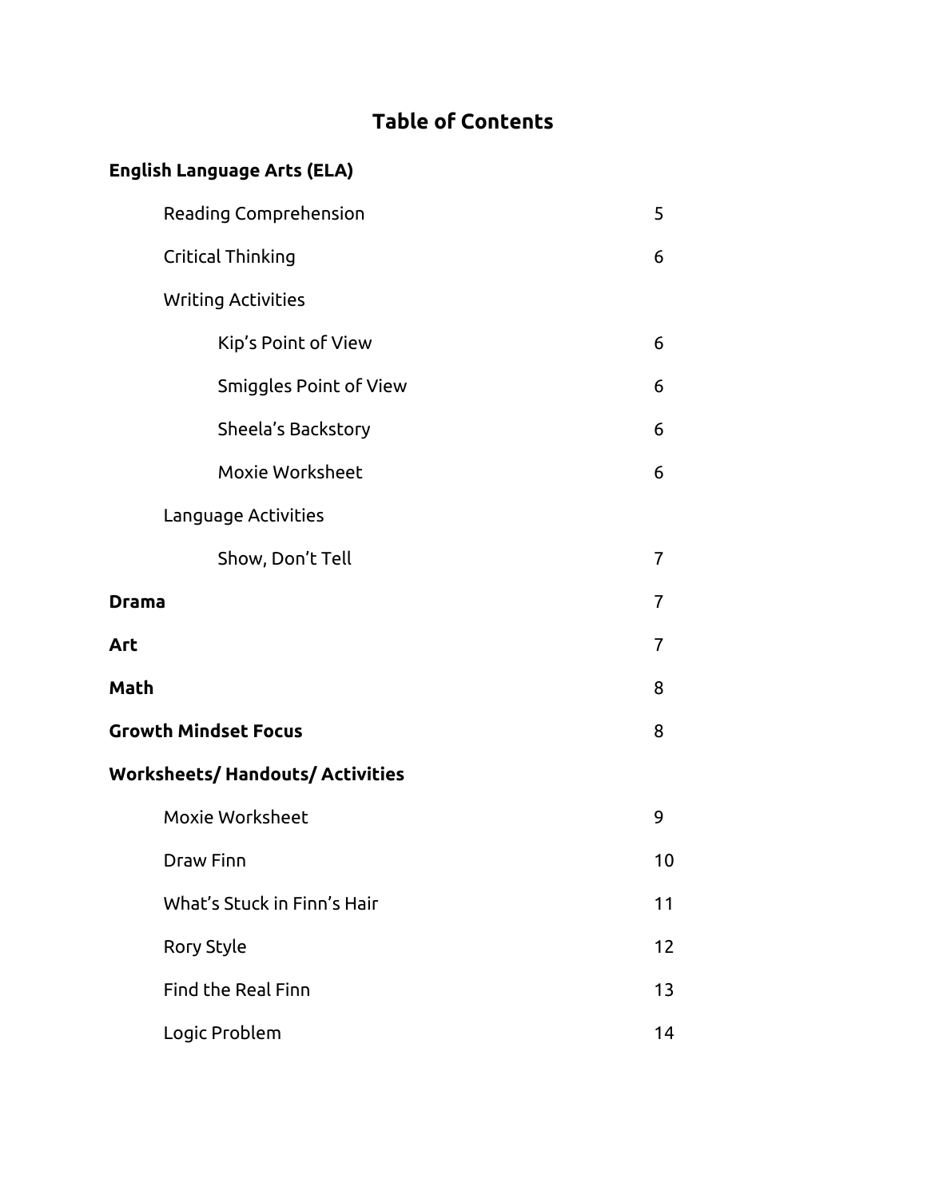# Table of Contents

**English Language Arts (ELA)**

| | |
|---|---|
| Reading Comprehension | 5 |
| Critical Thinking | 6 |
| Writing Activities | |
| Kip's Point of View | 6 |
| Smiggles Point of View | 6 |
| Sheela's Backstory | 6 |
| Moxie Worksheet | 6 |
| Language Activities | |
| Show, Don't Tell | 7 |
| **Drama** | 7 |
| **Art** | 7 |
| **Math** | 8 |
| **Growth Mindset Focus** | 8 |
| **Worksheets/ Handouts/ Activities** | |
| Moxie Worksheet | 9 |
| Draw Finn | 10 |
| What's Stuck in Finn's Hair | 11 |
| Rory Style | 12 |
| Find the Real Finn | 13 |
| Logic Problem | 14 |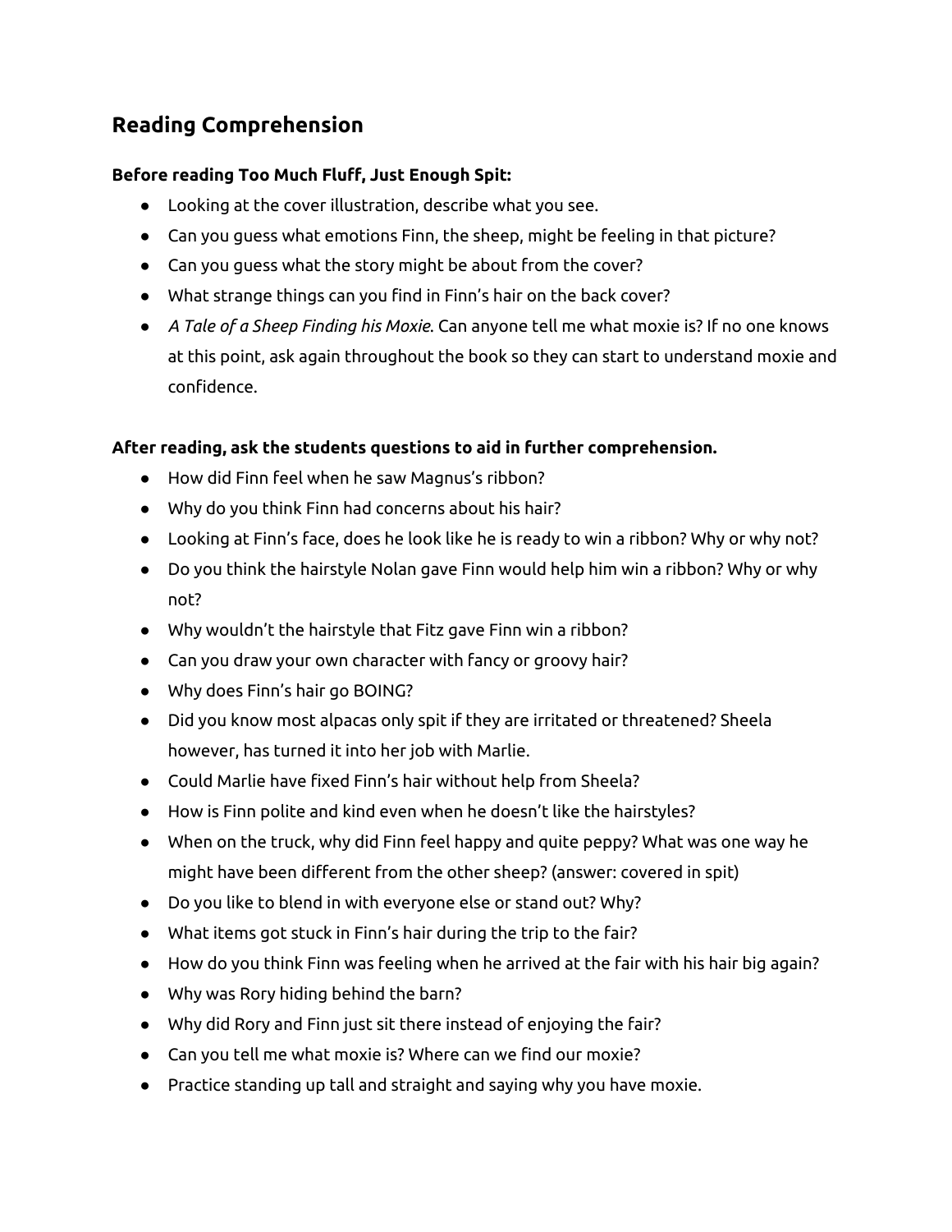## Reading Comprehension

**Before reading Too Much Fluff, Just Enough Spit:**

- Looking at the cover illustration, describe what you see.
- Can you guess what emotions Finn, the sheep, might be feeling in that picture?
- Can you guess what the story might be about from the cover?
- What strange things can you find in Finn's hair on the back cover?
- *A Tale of a Sheep Finding his Moxie*. Can anyone tell me what moxie is? If no one knows at this point, ask again throughout the book so they can start to understand moxie and confidence.

**After reading, ask the students questions to aid in further comprehension.**

- How did Finn feel when he saw Magnus's ribbon?
- Why do you think Finn had concerns about his hair?
- Looking at Finn's face, does he look like he is ready to win a ribbon? Why or why not?
- Do you think the hairstyle Nolan gave Finn would help him win a ribbon? Why or why not?
- Why wouldn't the hairstyle that Fitz gave Finn win a ribbon?
- Can you draw your own character with fancy or groovy hair?
- Why does Finn's hair go BOING?
- Did you know most alpacas only spit if they are irritated or threatened? Sheela however, has turned it into her job with Marlie.
- Could Marlie have fixed Finn's hair without help from Sheela?
- How is Finn polite and kind even when he doesn't like the hairstyles?
- When on the truck, why did Finn feel happy and quite peppy? What was one way he might have been different from the other sheep? (answer: covered in spit)
- Do you like to blend in with everyone else or stand out? Why?
- What items got stuck in Finn's hair during the trip to the fair?
- How do you think Finn was feeling when he arrived at the fair with his hair big again?
- Why was Rory hiding behind the barn?
- Why did Rory and Finn just sit there instead of enjoying the fair?
- Can you tell me what moxie is? Where can we find our moxie?
- Practice standing up tall and straight and saying why you have moxie.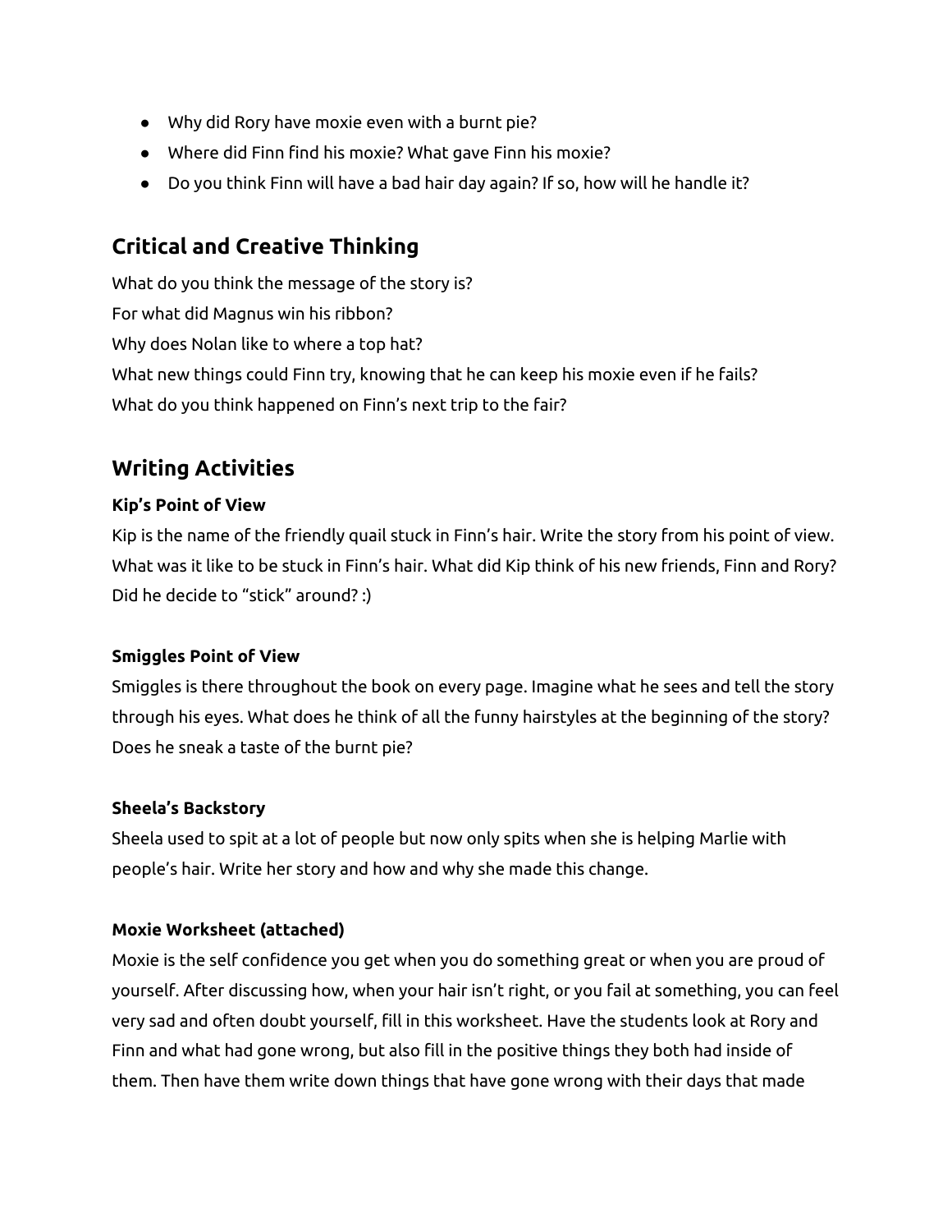- Why did Rory have moxie even with a burnt pie?
- Where did Finn find his moxie? What gave Finn his moxie?
- Do you think Finn will have a bad hair day again? If so, how will he handle it?

## Critical and Creative Thinking

What do you think the message of the story is?
For what did Magnus win his ribbon?
Why does Nolan like to where a top hat?
What new things could Finn try, knowing that he can keep his moxie even if he fails?
What do you think happened on Finn's next trip to the fair?

## Writing Activities

**Kip's Point of View**
Kip is the name of the friendly quail stuck in Finn's hair. Write the story from his point of view. What was it like to be stuck in Finn's hair. What did Kip think of his new friends, Finn and Rory? Did he decide to "stick" around? :)

**Smiggles Point of View**
Smiggles is there throughout the book on every page. Imagine what he sees and tell the story through his eyes. What does he think of all the funny hairstyles at the beginning of the story? Does he sneak a taste of the burnt pie?

**Sheela's Backstory**
Sheela used to spit at a lot of people but now only spits when she is helping Marlie with people's hair. Write her story and how and why she made this change.

**Moxie Worksheet (attached)**
Moxie is the self confidence you get when you do something great or when you are proud of yourself. After discussing how, when your hair isn't right, or you fail at something, you can feel very sad and often doubt yourself, fill in this worksheet. Have the students look at Rory and Finn and what had gone wrong, but also fill in the positive things they both had inside of them. Then have them write down things that have gone wrong with their days that made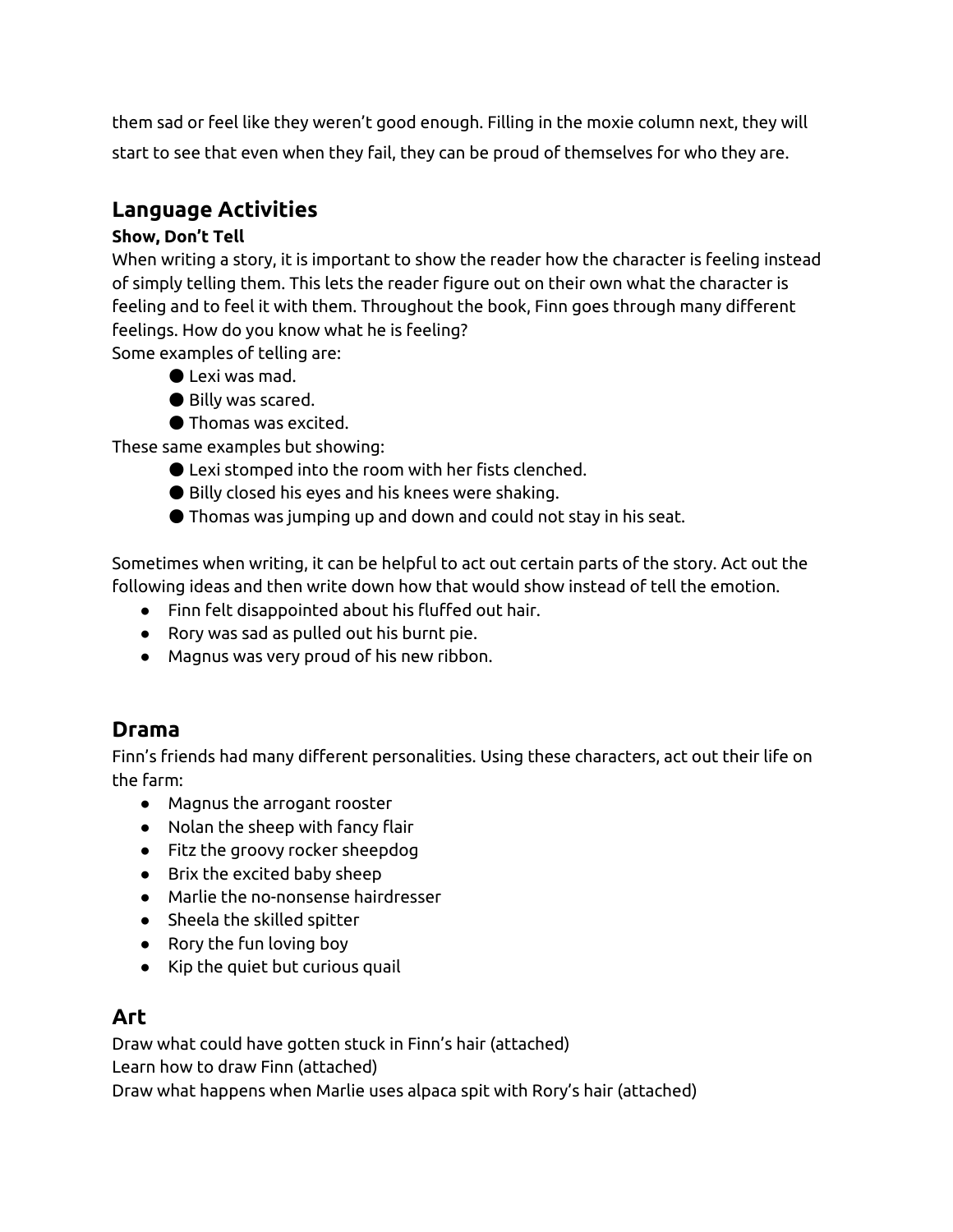them sad or feel like they weren't good enough. Filling in the moxie column next, they will start to see that even when they fail, they can be proud of themselves for who they are.

## Language Activities

### Show, Don't Tell

When writing a story, it is important to show the reader how the character is feeling instead of simply telling them. This lets the reader figure out on their own what the character is feeling and to feel it with them. Throughout the book, Finn goes through many different feelings. How do you know what he is feeling?

Some examples of telling are:

- Lexi was mad.
- Billy was scared.
- Thomas was excited.

These same examples but showing:

- Lexi stomped into the room with her fists clenched.
- Billy closed his eyes and his knees were shaking.
- Thomas was jumping up and down and could not stay in his seat.

Sometimes when writing, it can be helpful to act out certain parts of the story. Act out the following ideas and then write down how that would show instead of tell the emotion.

- Finn felt disappointed about his fluffed out hair.
- Rory was sad as pulled out his burnt pie.
- Magnus was very proud of his new ribbon.

## Drama

Finn's friends had many different personalities. Using these characters, act out their life on the farm:

- Magnus the arrogant rooster
- Nolan the sheep with fancy flair
- Fitz the groovy rocker sheepdog
- Brix the excited baby sheep
- Marlie the no-nonsense hairdresser
- Sheela the skilled spitter
- Rory the fun loving boy
- Kip the quiet but curious quail

## Art

Draw what could have gotten stuck in Finn's hair (attached)

Learn how to draw Finn (attached)

Draw what happens when Marlie uses alpaca spit with Rory's hair (attached)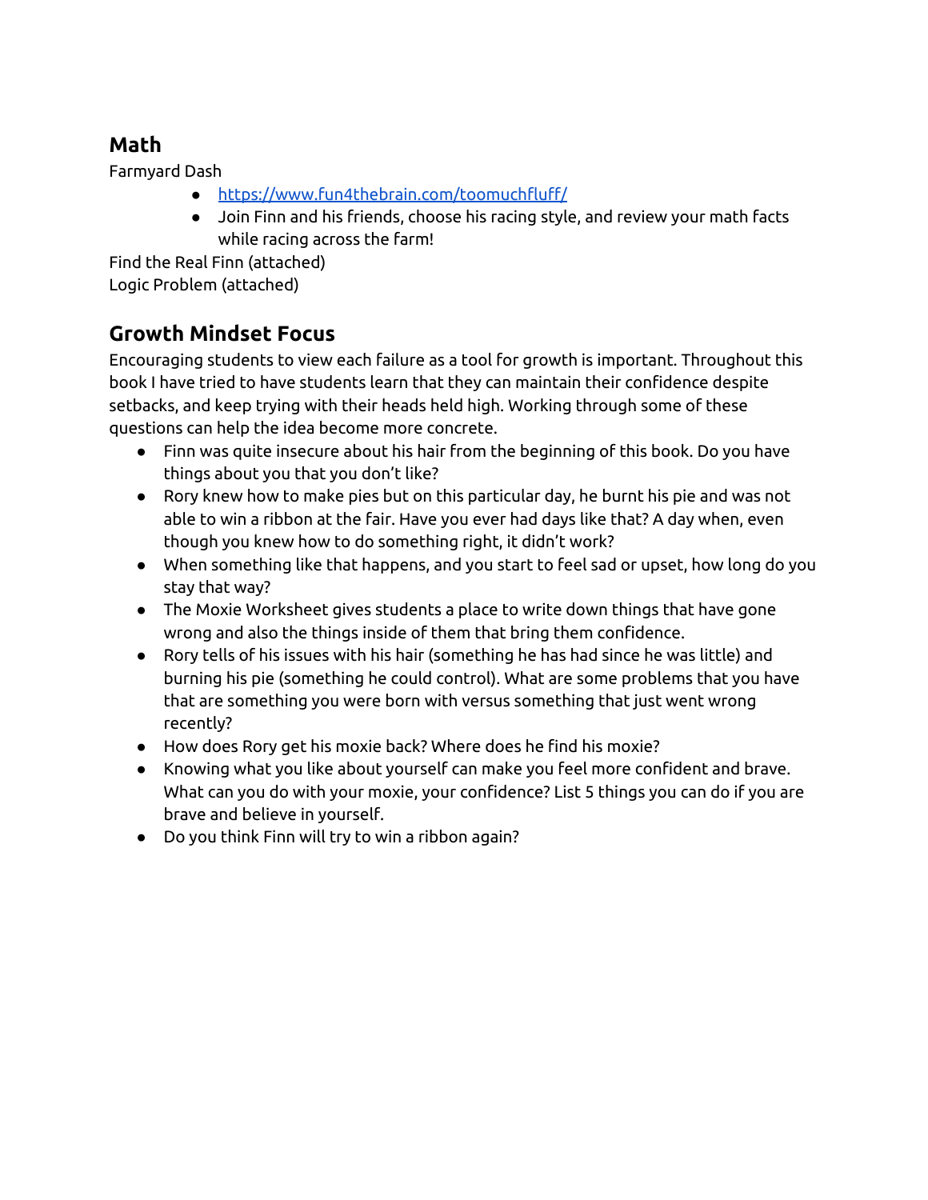## Math

Farmyard Dash

- [https://www.fun4thebrain.com/toomuchfluff/](https://www.fun4thebrain.com/toomuchfluff/)
- Join Finn and his friends, choose his racing style, and review your math facts while racing across the farm!

Find the Real Finn (attached)

Logic Problem (attached)

## Growth Mindset Focus

Encouraging students to view each failure as a tool for growth is important. Throughout this book I have tried to have students learn that they can maintain their confidence despite setbacks, and keep trying with their heads held high. Working through some of these questions can help the idea become more concrete.

- Finn was quite insecure about his hair from the beginning of this book. Do you have things about you that you don't like?
- Rory knew how to make pies but on this particular day, he burnt his pie and was not able to win a ribbon at the fair. Have you ever had days like that? A day when, even though you knew how to do something right, it didn't work?
- When something like that happens, and you start to feel sad or upset, how long do you stay that way?
- The Moxie Worksheet gives students a place to write down things that have gone wrong and also the things inside of them that bring them confidence.
- Rory tells of his issues with his hair (something he has had since he was little) and burning his pie (something he could control). What are some problems that you have that are something you were born with versus something that just went wrong recently?
- How does Rory get his moxie back? Where does he find his moxie?
- Knowing what you like about yourself can make you feel more confident and brave. What can you do with your moxie, your confidence? List 5 things you can do if you are brave and believe in yourself.
- Do you think Finn will try to win a ribbon again?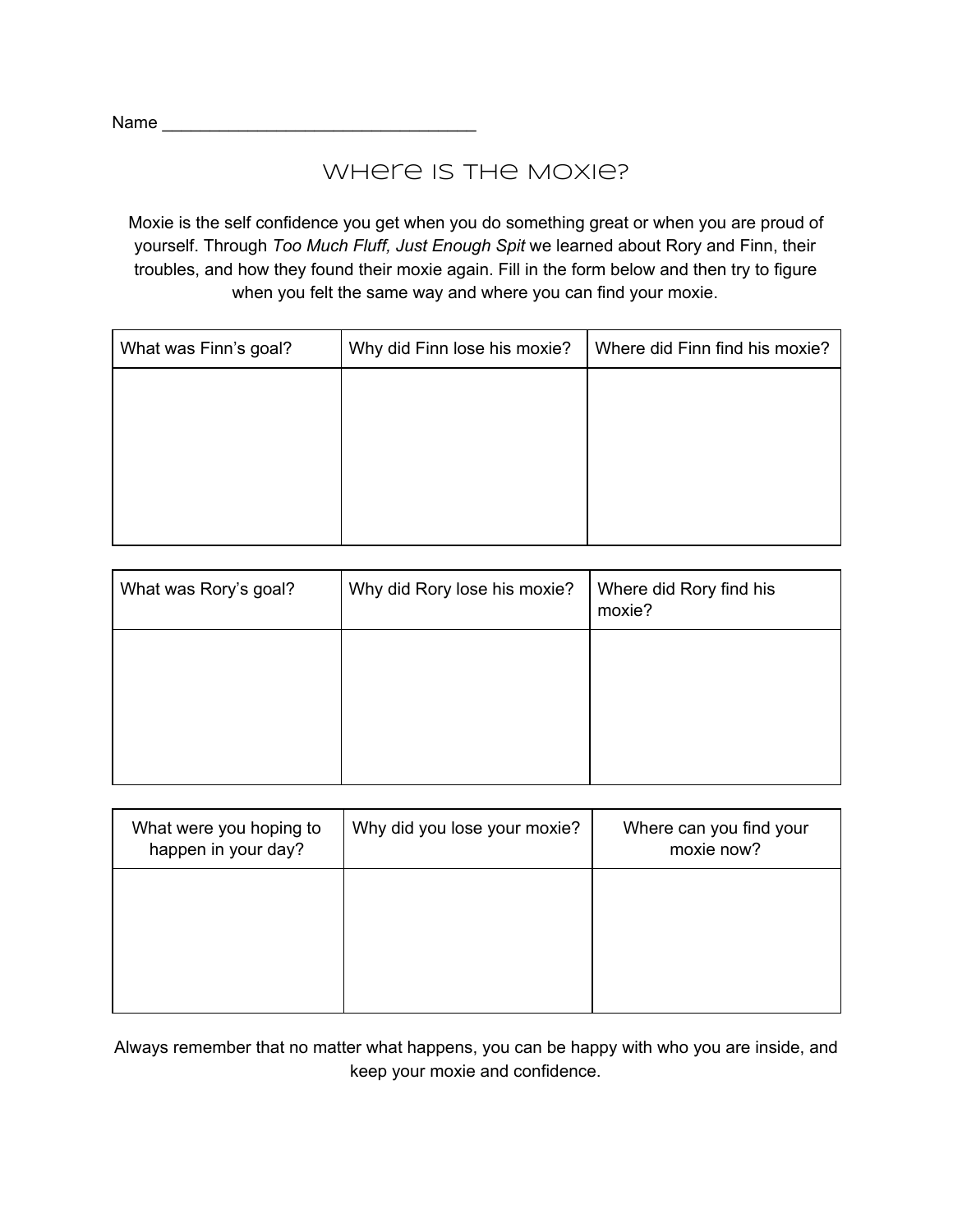Name ________________________________

# Where is the Moxie?

Moxie is the self confidence you get when you do something great or when you are proud of yourself. Through *Too Much Fluff, Just Enough Spit* we learned about Rory and Finn, their troubles, and how they found their moxie again. Fill in the form below and then try to figure when you felt the same way and where you can find your moxie.

| What was Finn's goal? | Why did Finn lose his moxie? | Where did Finn find his moxie? |
| --- | --- | --- |
| | | |

| What was Rory's goal? | Why did Rory lose his moxie? | Where did Rory find his moxie? |
| --- | --- | --- |
| | | |

| What were you hoping to happen in your day? | Why did you lose your moxie? | Where can you find your moxie now? |
| --- | --- | --- |
| | | |

Always remember that no matter what happens, you can be happy with who you are inside, and keep your moxie and confidence.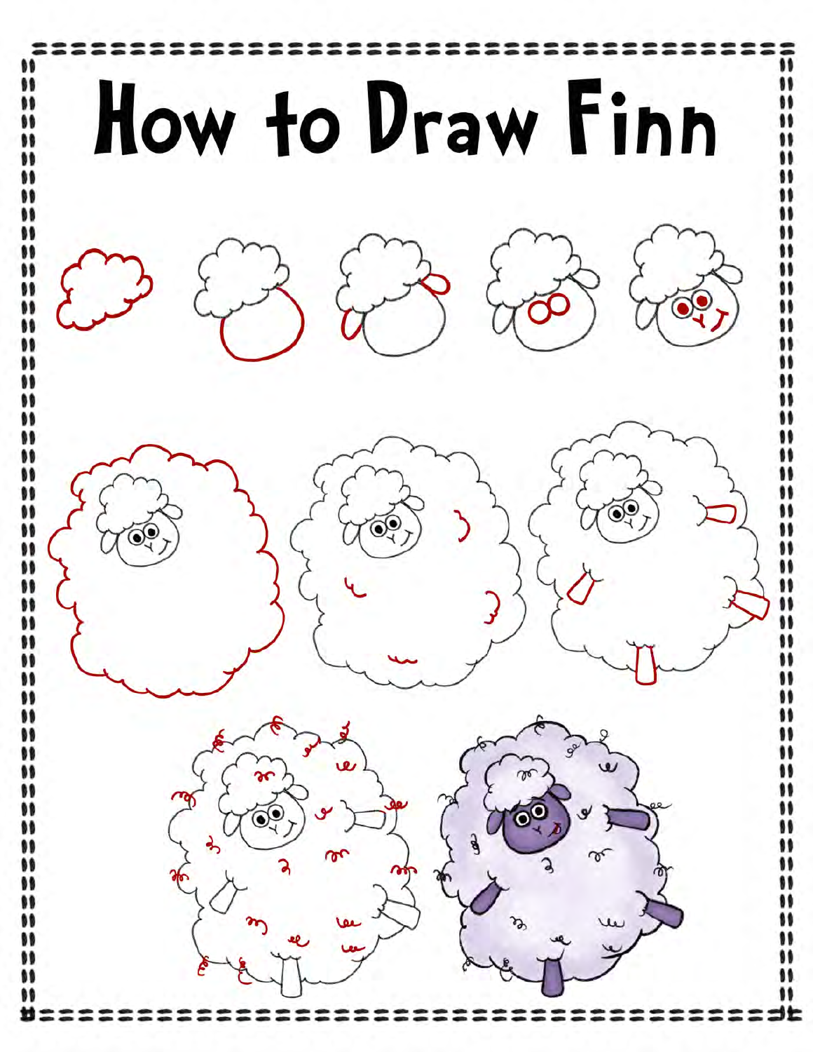# How to Draw Finn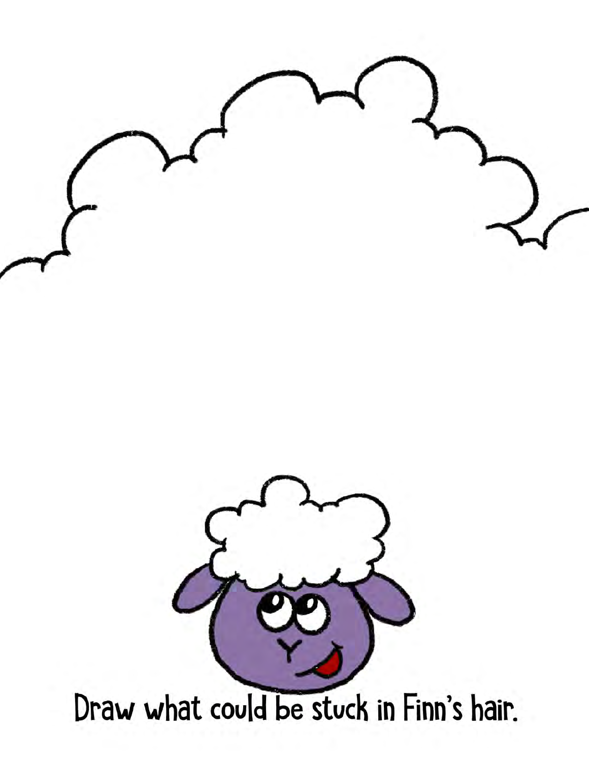Draw what could be stuck in Finn's hair.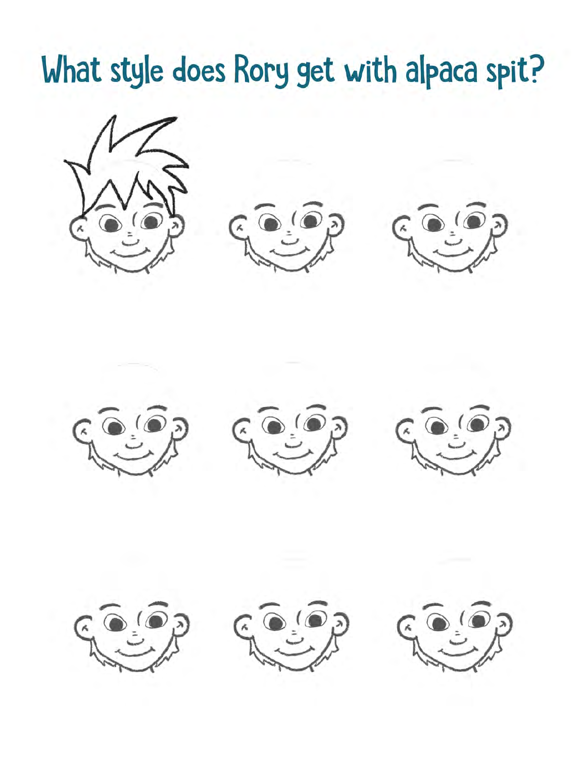# What style does Rory get with alpaca spit?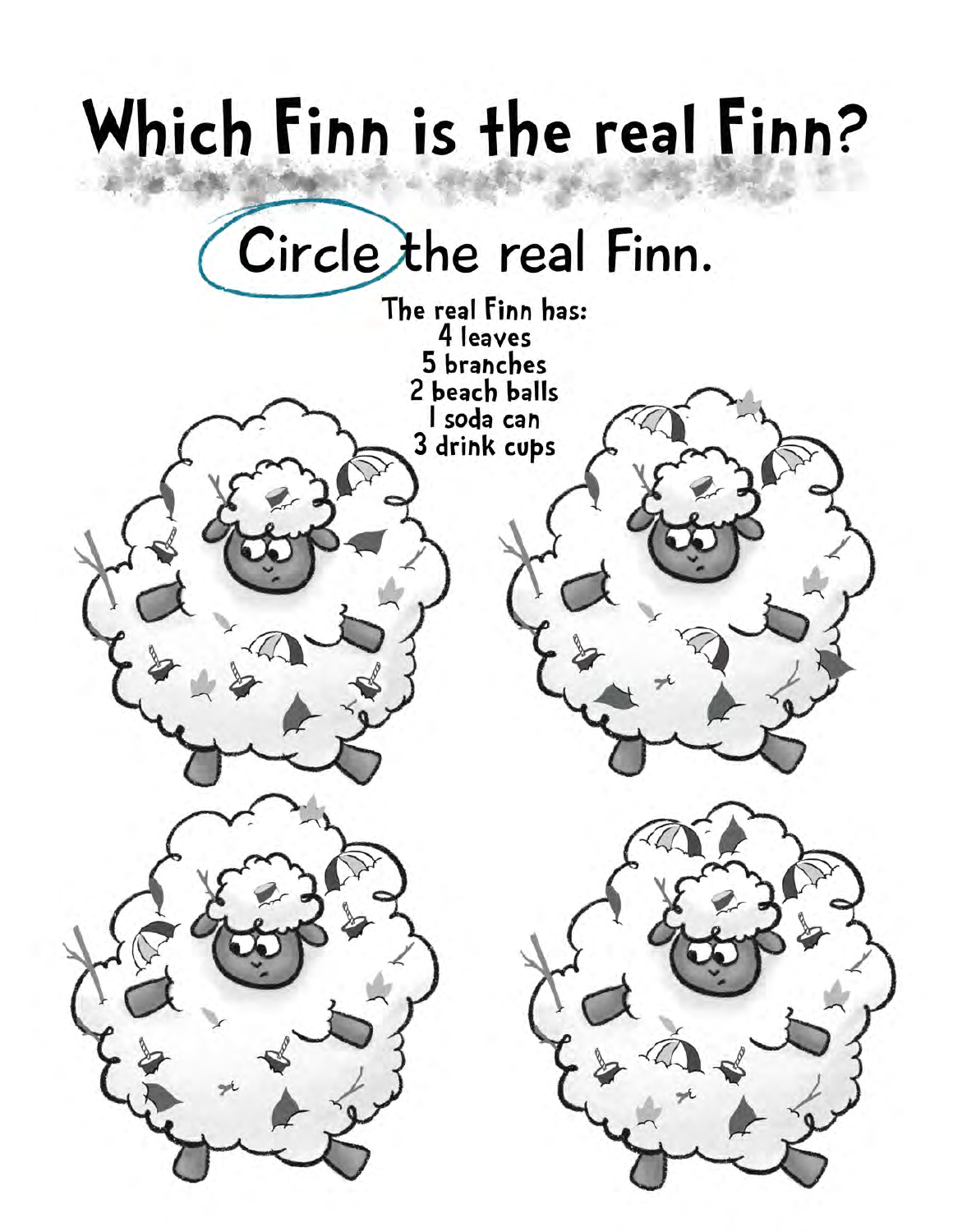# Which Finn is the real Finn?

## Circle the real Finn.

The real Finn has:
4 leaves
5 branches
2 beach balls
1 soda can
3 drink cups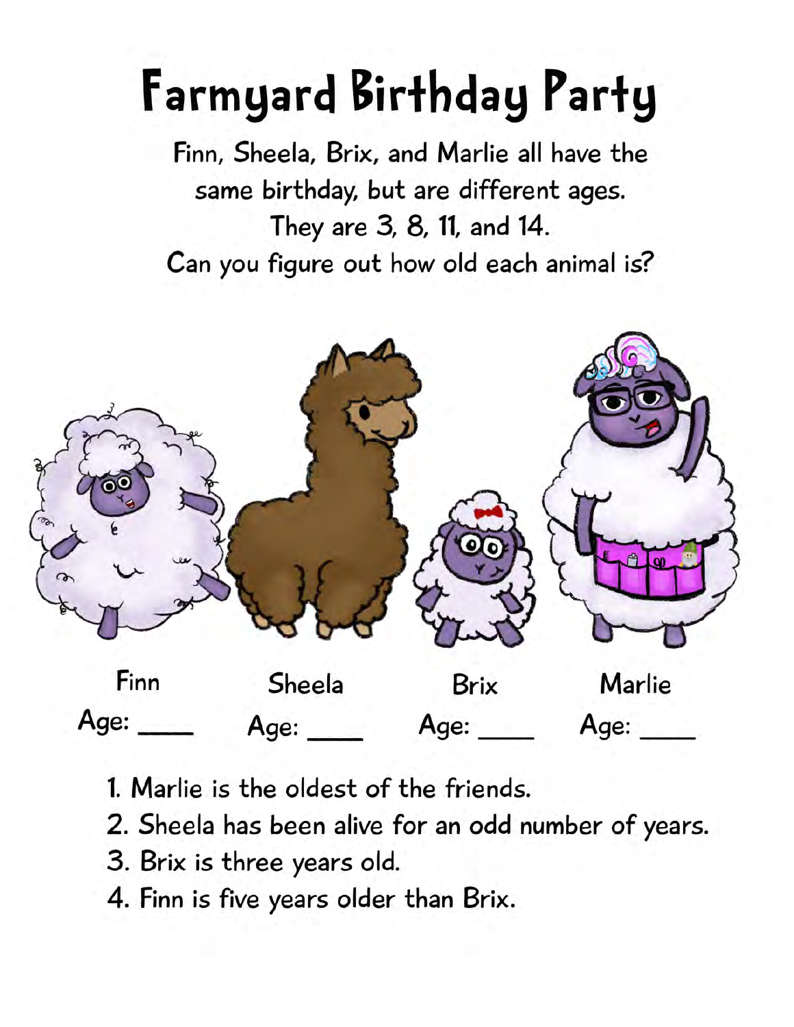# Farmyard Birthday Party

Finn, Sheela, Brix, and Marlie all have the same birthday, but are different ages. They are 3, 8, 11, and 14. Can you figure out how old each animal is?

Finn
Age: ____

Sheela
Age: ____

Brix
Age: ____

Marlie
Age: ____

1. Marlie is the oldest of the friends.
2. Sheela has been alive for an odd number of years.
3. Brix is three years old.
4. Finn is five years older than Brix.